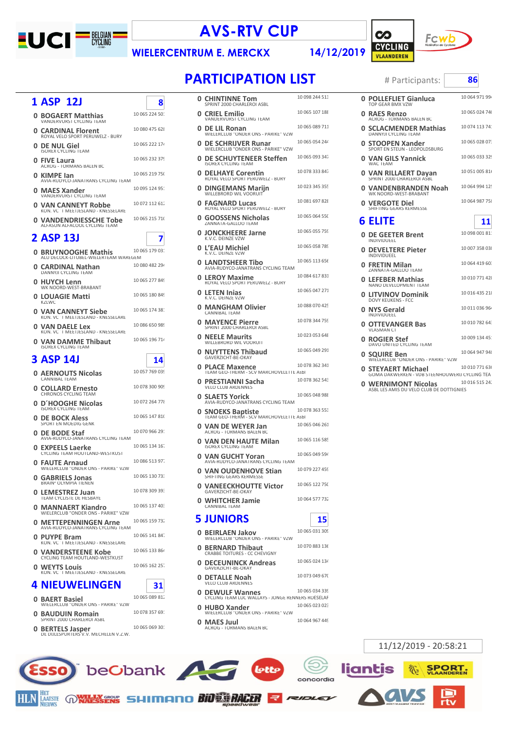# AVS-RTV CUP

## WIELERCENTRUM E. MERCKX

14/12/2019

# PARTICIPATION LIST

# Participants: 86

## 1 ASP 12J — 8

| | Name | Team | ID |
|---|---|---|---|
| 0 | BOGAERT Matthias | VANDERVORST CYCLING TEAM | 10 065 224 50 |
| 0 | CARDINAL Florent | ROYAL VELO SPORT PERUWELZ - BURY | 10 080 475 62 |
| 0 | DE NUL Giel | ISOREX CYCLING TEAM | 10 065 222 17 |
| 0 | FIVE Laura | ACROG - TORMANS BALEN BC | 10 065 232 37 |
| 0 | KIMPE Ian | AVIA-RUDYCO-JANATRANS CYCLING TEAM | 10 065 219 75 |
| 0 | MAES Xander | VANDERVORST CYCLING TEAM | 10 095 124 95 |
| 0 | VAN CANNEYT Robbe | KON. VC 't MEETJESLAND - KNESSELARE | 10 072 112 61 |
| 0 | VANDENDRIESSCHE Tobe | ALFASUN ALFACOOL CYCLING TEAM | 10 065 215 71 |

## 2 ASP 13J — 7

| | Name | Team | ID |
|---|---|---|---|
| 0 | BRUYNOOGHE Mathis | ALO DECOCK-LITUBEL-WIELERTEAM WAREGEM | 10 065 179 03 |
| 0 | CARDINAL Nathan | DANNYJI CYCLING TEAM | 10 080 482 29 |
| 0 | HUYCH Lenn | WK NOORD-WEST-BRABANT | 10 065 277 84 |
| 0 | LOUAGIE Matti | KZLWC | 10 065 180 84 |
| 0 | VAN CANNEYT Siebe | KON. VC 't MEETJESLAND - KNESSELARE | 10 065 174 38 |
| 0 | VAN DAELE Lex | KON. VC 't MEETJESLAND - KNESSELARE | 10 086 650 98 |
| 0 | VAN DAMME Thibaut | ISOREX CYCLING TEAM | 10 065 196 71 |

## 3 ASP 14J — 14

| | Name | Team | ID |
|---|---|---|---|
| 0 | AERNOUTS Nicolas | CANNIBAL TEAM | 10 057 769 03 |
| 0 | COLLARD Ernesto | CHRONOS CYCLING TEAM | 10 078 300 90 |
| 0 | D´HOOGHE Nicolas | ISOREX CYCLING TEAM | 10 072 264 77 |
| 0 | DE BOCK Aless | SPORT EN MOEDIG GENK | 10 065 147 81 |
| 0 | DE BODE Staf | AVIA-RUDYCO-JANATRANS CYCLING TEAM | 10 070 966 29 |
| 0 | EXPEELS Laerke | CYCLING TEAM HOUTLAND-WESTKUST | 10 065 134 16 |
| 0 | FAUTE Arnaud | WIELERCLUB "ONDER ONS - PARIKE" VZW | 10 086 513 97 |
| 0 | GABRIELS Jonas | BRAIN' OLYMPIA TIENEN | 10 065 130 73 |
| 0 | LEMESTREZ Juan | TEAM CYCLISTE DE HESBAYE | 10 078 309 39 |
| 0 | MANNAERT Kiandro | WIELERCLUB "ONDER ONS - PARIKE" VZW | 10 065 137 40 |
| 0 | METTEPENNINGEN Arne | AVIA-RUDYCO-JANATRANS CYCLING TEAM | 10 065 159 73 |
| 0 | PUYPE Bram | KON. VC 't MEETJESLAND - KNESSELARE | 10 065 141 84 |
| 0 | VANDERSTEENE Kobe | CYCLING TEAM HOUTLAND-WESTKUST | 10 065 133 86 |
| 0 | WEYTS Louis | KON. VC 't MEETJESLAND - KNESSELARE | 10 065 162 25 |

## 4 NIEUWELINGEN — 31

| | Name | Team | ID |
|---|---|---|---|
| 0 | BAERT Basiel | WIELERCLUB "ONDER ONS - PARIKE" VZW | 10 065 089 81 |
| 0 | BAUDUIN Romain | SPRINT 2000 CHARLEROI ASBL | 10 078 357 69 |
| 0 | BERTELS Jasper | DE DIJLESPURTERS V.V. MECHELEN V.Z.W. | 10 065 069 30 |
| 0 | CHINTINNE Tom | SPRINT 2000 CHARLEROI ASBL | 10 098 244 51 |
| 0 | CRIEL Emilio | VANDERVORST CYCLING TEAM | 10 065 107 18 |
| 0 | DE LIL Ronan | WIELERCLUB "ONDER ONS - PARIKE" VZW | 10 065 089 71 |
| 0 | DE SCHRIJVER Runar | WIELERCLUB "ONDER ONS - PARIKE" VZW | 10 065 054 24 |
| 0 | DE SCHUYTENEER Steffen | ISOREX CYCLING TEAM | 10 065 093 34 |
| 0 | DELHAYE Corentin | ROYAL VELO SPORT PERUWELZ - BURY | 10 078 333 84 |
| 0 | DINGEMANS Marijn | WILLEBRORD WIL VOORUIT | 10 023 345 35 |
| 0 | FAGNARD Lucas | ROYAL VELO SPORT PERUWELZ - BURY | 10 081 697 82 |
| 0 | GOOSSENS Nicholas | ZANNATA-GALLOO TEAM | 10 065 064 55 |
| 0 | JONCKHEERE Jarne | K.V.C. DEINZE VZW | 10 065 055 75 |
| 0 | L'EAU Michiel | K.V.C. DEINZE VZW | 10 065 058 78 |
| 0 | LANDTSHEER Tibo | AVIA-RUDYCO-JANATRANS CYCLING TEAM | 10 065 113 65 |
| 0 | LEROY Maxime | ROYAL VELO SPORT PERUWELZ - BURY | 10 084 617 83 |
| 0 | LETEN Inias | K.V.C. DEINZE VZW | 10 065 047 27 |
| 0 | MANGHAM Olivier | CANNIBAL TEAM | 10 088 070 42 |
| 0 | MAYENCE Pierre | SPRINT 2000 CHARLEROI ASBL | 10 078 344 75 |
| 0 | NEELE Maurits | WILLEBRORD WIL VOORUIT | 10 023 053 64 |
| 0 | NUYTTENS Thibaud | GAVERZICHT-BE-OKAY | 10 065 049 29 |
| 0 | PLACE Maxence | TEAM GEO-THERM - SCV MARCHOVELETTE Asbl | 10 078 362 34 |
| 0 | PRESTIANNI Sacha | VELO CLUB ARDENNES | 10 078 362 54 |
| 0 | SLAETS Yorick | AVIA-RUDYCO-JANATRANS CYCLING TEAM | 10 065 048 98 |
| 0 | SNOEKS Baptiste | TEAM GEO-THERM - SCV MARCHOVELETTE Asbl | 10 078 363 55 |
| 0 | VAN DE WEYER Jan | ACROG - TORMANS BALEN BC | 10 065 046 26 |
| 0 | VAN DEN HAUTE Milan | ISOREX CYCLING TEAM | 10 065 116 58 |
| 0 | VAN GUCHT Yoran | AVIA-RUDYCO-JANATRANS CYCLING TEAM | 10 065 049 59 |
| 0 | VAN OUDENHOVE Stian | SHIFTING GEARS KERMESSE | 10 079 227 45 |
| 0 | VANEECKHOUTTE Victor | GAVERZICHT-BE-OKAY | 10 065 122 75 |
| 0 | WHITCHER Jamie | CANNIBAL TEAM | 10 064 577 73 |

## 5 JUNIORS — 15

| | Name | Team | ID |
|---|---|---|---|
| 0 | BEIRLAEN Jakov | WIELERCLUB "ONDER ONS - PARIKE" VZW | 10 065 031 30 |
| 0 | BERNARD Thibaut | CRABBE TOITURES - CC CHEVIGNY | 10 070 883 13 |
| 0 | DECEUNINCK Andreas | GAVERZICHT-BE-OKAY | 10 065 024 13 |
| 0 | DETALLE Noah | VELO CLUB ARDENNES | 10 073 049 67 |
| 0 | DEWULF Wannes | CYCLING TEAM LUC WALLAYS - JONGE RENNERS ROESELAR | 10 065 034 33 |
| 0 | HUBO Xander | WIELERCLUB "ONDER ONS - PARIKE" VZW | 10 065 023 02 |
| 0 | MAES Juul | ACROG - TORMANS BALEN BC | 10 064 967 44 |
| 0 | POLLEFLIET Gianluca | TOP GEAR BMX VZW | 10 064 971 99 |
| 0 | RAES Renzo | ACROG - TORMANS BALEN BC | 10 065 024 74 |
| 0 | SCLACMENDER Mathias | DANNYJI CYCLING TEAM | 10 074 113 74 |
| 0 | STOOPEN Xander | SPORT EN STEUN - LEOPOLDSBURG | 10 065 028 07 |
| 0 | VAN GILS Yannick | WAC TEAM | 10 065 033 32 |
| 0 | VAN RILLAERT Dayan | SPRINT 2000 CHARLEROI ASBL | 10 051 005 81 |
| 0 | VANDENBRANDEN Noah | WK NOORD-WEST-BRABANT | 10 064 994 12 |
| 0 | VERGOTE Diel | SHIFTING GEARS KERMESSE | 10 064 987 75 |

## 6 ELITE — 11

| | Name | Team | ID |
|---|---|---|---|
| 0 | DE GEETER Brent | INDIVIDUEEL | 10 098 001 81 |
| 0 | DEVELTERE Pieter | INDIVIDUEEL | 10 007 358 03 |
| 0 | FRETIN Milan | ZANNATA-GALLOO TEAM | 10 064 419 60 |
| 0 | LEFEBER Mathias | NANO DEVELOPMENT TEAM | 10 010 771 42 |
| 0 | LITVINOV Dominik | DOVY KEUKENS - FCC | 10 016 435 21 |
| 0 | NYS Gerald | INDIVIDUEEL | 10 011 036 96 |
| 0 | OTTEVANGER Bas | VLASMAN CT | 10 010 782 64 |
| 0 | ROGIER Stef | DAVO UNITED CYCLING TEAM | 10 009 134 45 |
| 0 | SQUIRE Ben | WIELERCLUB "ONDER ONS - PARIKE" VZW | 10 064 947 94 |
| 0 | STEYAERT Michael | GOMA DAKWERKEN - VDB STEENHOUWERIJ CYCLING TEA | 10 010 771 63 |
| 0 | WERNIMONT Nicolas | ASBL LES AMIS DU VELO CLUB DE DOTTIGNIES | 10 016 515 24 |

11/12/2019 - 20:58:21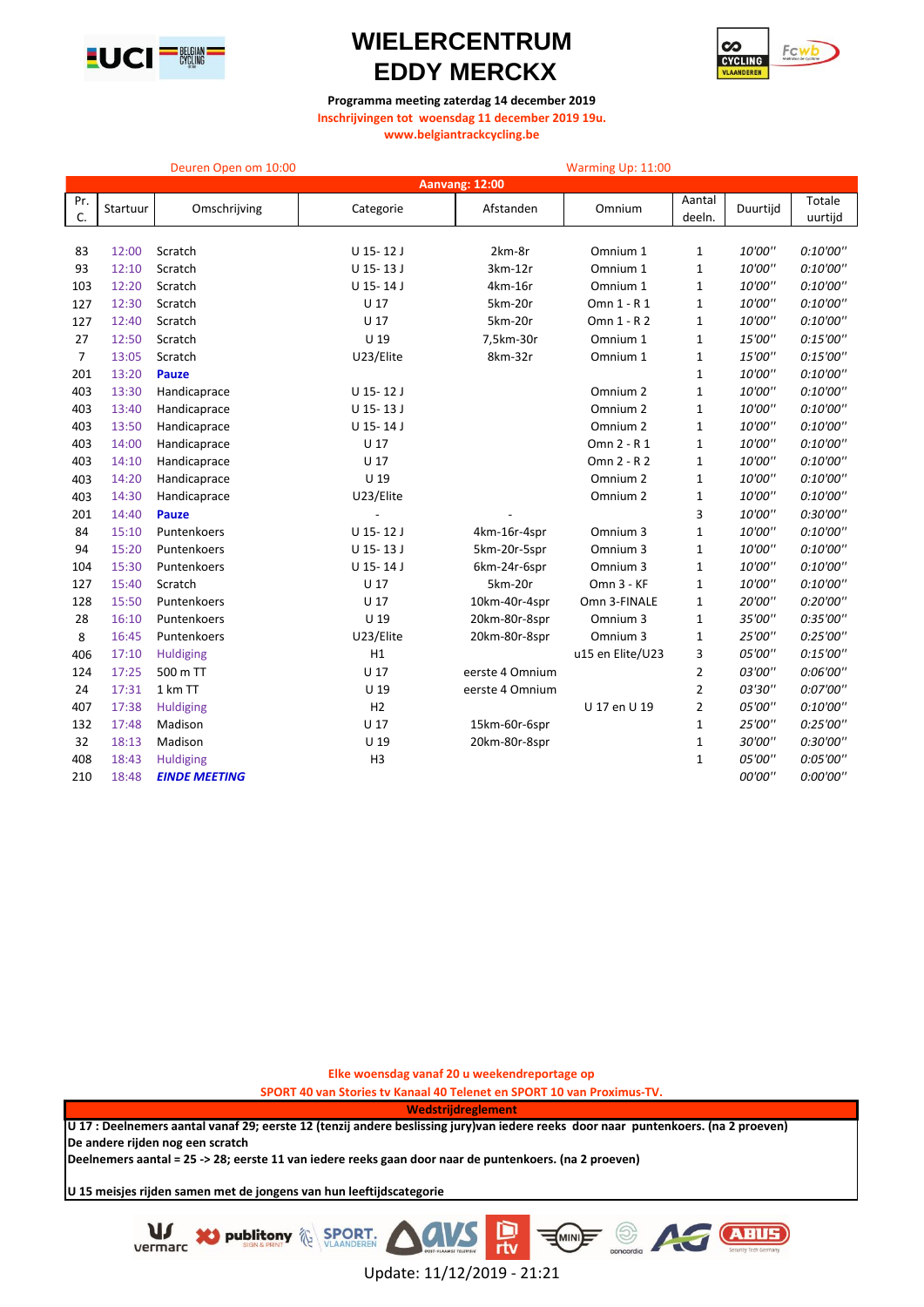# WIELERCENTRUM EDDY MERCKX

**Programma meeting zaterdag 14 december 2019**

**Inschrijvingen tot woensdag 11 december 2019 19u.**

**www.belgiantrackcycling.be**

Deuren Open om 10:00 | Warming Up: 11:00

**Aanvang: 12:00**

| Pr. C. | Startuur | Omschrijving | Categorie | Afstanden | Omnium | Aantal deeln. | Duurtijd | Totale uurtijd |
|---|---|---|---|---|---|---|---|---|
| 83 | 12:00 | Scratch | U 15- 12 J | 2km-8r | Omnium 1 | 1 | *10'00''* | *0:10'00''* |
| 93 | 12:10 | Scratch | U 15- 13 J | 3km-12r | Omnium 1 | 1 | *10'00''* | *0:10'00''* |
| 103 | 12:20 | Scratch | U 15- 14 J | 4km-16r | Omnium 1 | 1 | *10'00''* | *0:10'00''* |
| 127 | 12:30 | Scratch | U 17 | 5km-20r | Omn 1 - R 1 | 1 | *10'00''* | *0:10'00''* |
| 127 | 12:40 | Scratch | U 17 | 5km-20r | Omn 1 - R 2 | 1 | *10'00''* | *0:10'00''* |
| 27 | 12:50 | Scratch | U 19 | 7,5km-30r | Omnium 1 | 1 | *15'00''* | *0:15'00''* |
| 7 | 13:05 | Scratch | U23/Elite | 8km-32r | Omnium 1 | 1 | *15'00''* | *0:15'00''* |
| 201 | 13:20 | **Pauze** | | | | 1 | *10'00''* | *0:10'00''* |
| 403 | 13:30 | Handicaprace | U 15- 12 J | | Omnium 2 | 1 | *10'00''* | *0:10'00''* |
| 403 | 13:40 | Handicaprace | U 15- 13 J | | Omnium 2 | 1 | *10'00''* | *0:10'00''* |
| 403 | 13:50 | Handicaprace | U 15- 14 J | | Omnium 2 | 1 | *10'00''* | *0:10'00''* |
| 403 | 14:00 | Handicaprace | U 17 | | Omn 2 - R 1 | 1 | *10'00''* | *0:10'00''* |
| 403 | 14:10 | Handicaprace | U 17 | | Omn 2 - R 2 | 1 | *10'00''* | *0:10'00''* |
| 403 | 14:20 | Handicaprace | U 19 | | Omnium 2 | 1 | *10'00''* | *0:10'00''* |
| 403 | 14:30 | Handicaprace | U23/Elite | | Omnium 2 | 1 | *10'00''* | *0:10'00''* |
| 201 | 14:40 | **Pauze** | - | - | | 3 | *10'00''* | *0:30'00''* |
| 84 | 15:10 | Puntenkoers | U 15- 12 J | 4km-16r-4spr | Omnium 3 | 1 | *10'00''* | *0:10'00''* |
| 94 | 15:20 | Puntenkoers | U 15- 13 J | 5km-20r-5spr | Omnium 3 | 1 | *10'00''* | *0:10'00''* |
| 104 | 15:30 | Puntenkoers | U 15- 14 J | 6km-24r-6spr | Omnium 3 | 1 | *10'00''* | *0:10'00''* |
| 127 | 15:40 | Scratch | U 17 | 5km-20r | Omn 3 - KF | 1 | *10'00''* | *0:10'00''* |
| 128 | 15:50 | Puntenkoers | U 17 | 10km-40r-4spr | Omn 3-FINALE | 1 | *20'00''* | *0:20'00''* |
| 28 | 16:10 | Puntenkoers | U 19 | 20km-80r-8spr | Omnium 3 | 1 | *35'00''* | *0:35'00''* |
| 8 | 16:45 | Puntenkoers | U23/Elite | 20km-80r-8spr | Omnium 3 | 1 | *25'00''* | *0:25'00''* |
| 406 | 17:10 | Huldiging | H1 | | u15 en Elite/U23 | 3 | *05'00''* | *0:15'00''* |
| 124 | 17:25 | 500 m TT | U 17 | eerste 4 Omnium | | 2 | *03'00''* | *0:06'00''* |
| 24 | 17:31 | 1 km TT | U 19 | eerste 4 Omnium | | 2 | *03'30''* | *0:07'00''* |
| 407 | 17:38 | Huldiging | H2 | | U 17 en U 19 | 2 | *05'00''* | *0:10'00''* |
| 132 | 17:48 | Madison | U 17 | 15km-60r-6spr | | 1 | *25'00''* | *0:25'00''* |
| 32 | 18:13 | Madison | U 19 | 20km-80r-8spr | | 1 | *30'00''* | *0:30'00''* |
| 408 | 18:43 | Huldiging | H3 | | | 1 | *05'00''* | *0:05'00''* |
| 210 | 18:48 | ***EINDE MEETING*** | | | | | *00'00''* | *0:00'00''* |

**Elke woensdag vanaf 20 u weekendreportage op**
**SPORT 40 van Stories tv Kanaal 40 Telenet en SPORT 10 van Proximus-TV.**

**Wedstrijdreglement**

**U 17 : Deelnemers aantal vanaf 29; eerste 12 (tenzij andere beslissing jury)van iedere reeks door naar puntenkoers. (na 2 proeven)**
**De andere rijden nog een scratch**
**Deelnemers aantal = 25 -> 28; eerste 11 van iedere reeks gaan door naar de puntenkoers. (na 2 proeven)**

**U 15 meisjes rijden samen met de jongens van hun leeftijdscategorie**

Update: 11/12/2019 - 21:21